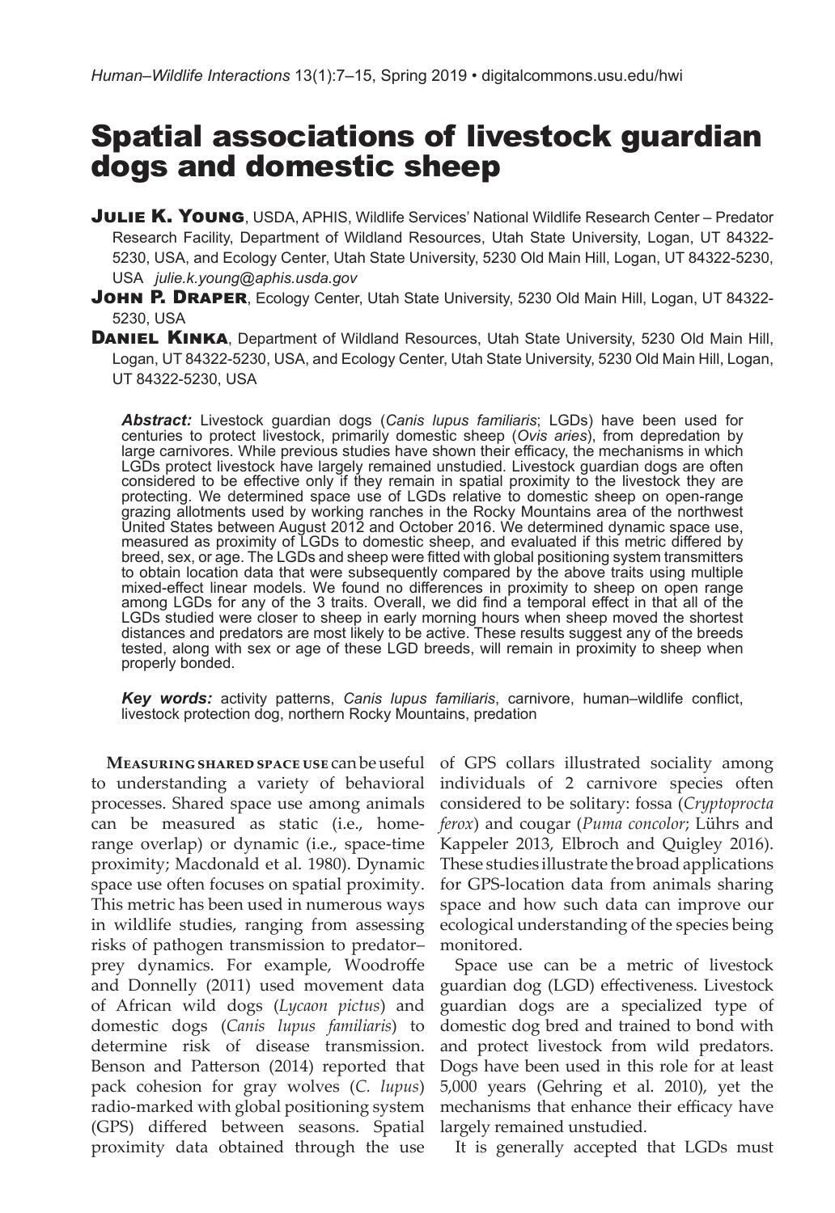# Spatial associations of livestock guardian dogs and domestic sheep

**Julie K. Young**, USDA, APHIS, Wildlife Services' National Wildlife Research Center – Predator Research Facility, Department of Wildland Resources, Utah State University, Logan, UT 84322-5230, USA, and Ecology Center, Utah State University, 5230 Old Main Hill, Logan, UT 84322-5230, USA *julie.k.young@aphis.usda.gov*

**John P. Draper**, Ecology Center, Utah State University, 5230 Old Main Hill, Logan, UT 84322-5230, USA

**Daniel Kinka**, Department of Wildland Resources, Utah State University, 5230 Old Main Hill, Logan, UT 84322-5230, USA, and Ecology Center, Utah State University, 5230 Old Main Hill, Logan, UT 84322-5230, USA

***Abstract:*** Livestock guardian dogs (*Canis lupus familiaris*; LGDs) have been used for centuries to protect livestock, primarily domestic sheep (*Ovis aries*), from depredation by large carnivores. While previous studies have shown their efficacy, the mechanisms in which LGDs protect livestock have largely remained unstudied. Livestock guardian dogs are often considered to be effective only if they remain in spatial proximity to the livestock they are protecting. We determined space use of LGDs relative to domestic sheep on open-range grazing allotments used by working ranches in the Rocky Mountains area of the northwest United States between August 2012 and October 2016. We determined dynamic space use, measured as proximity of LGDs to domestic sheep, and evaluated if this metric differed by breed, sex, or age. The LGDs and sheep were fitted with global positioning system transmitters to obtain location data that were subsequently compared by the above traits using multiple mixed-effect linear models. We found no differences in proximity to sheep on open range among LGDs for any of the 3 traits. Overall, we did find a temporal effect in that all of the LGDs studied were closer to sheep in early morning hours when sheep moved the shortest distances and predators are most likely to be active. These results suggest any of the breeds tested, along with sex or age of these LGD breeds, will remain in proximity to sheep when properly bonded.

***Key words:*** activity patterns, *Canis lupus familiaris*, carnivore, human–wildlife conflict, livestock protection dog, northern Rocky Mountains, predation

**Measuring shared space use** can be useful to understanding a variety of behavioral processes. Shared space use among animals can be measured as static (i.e., home-range overlap) or dynamic (i.e., space-time proximity; Macdonald et al. 1980). Dynamic space use often focuses on spatial proximity. This metric has been used in numerous ways in wildlife studies, ranging from assessing risks of pathogen transmission to predator–prey dynamics. For example, Woodroffe and Donnelly (2011) used movement data of African wild dogs (*Lycaon pictus*) and domestic dogs (*Canis lupus familiaris*) to determine risk of disease transmission. Benson and Patterson (2014) reported that pack cohesion for gray wolves (*C. lupus*) radio-marked with global positioning system (GPS) differed between seasons. Spatial proximity data obtained through the use of GPS collars illustrated sociality among individuals of 2 carnivore species often considered to be solitary: fossa (*Cryptoprocta ferox*) and cougar (*Puma concolor*; Lührs and Kappeler 2013, Elbroch and Quigley 2016). These studies illustrate the broad applications for GPS-location data from animals sharing space and how such data can improve our ecological understanding of the species being monitored.

Space use can be a metric of livestock guardian dog (LGD) effectiveness. Livestock guardian dogs are a specialized type of domestic dog bred and trained to bond with and protect livestock from wild predators. Dogs have been used in this role for at least 5,000 years (Gehring et al. 2010), yet the mechanisms that enhance their efficacy have largely remained unstudied.

It is generally accepted that LGDs must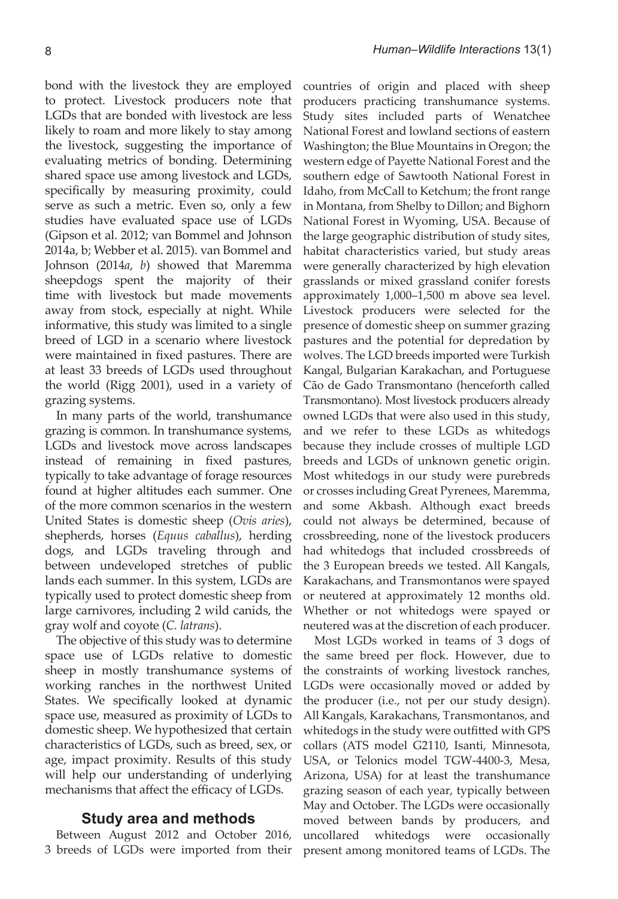bond with the livestock they are employed to protect. Livestock producers note that LGDs that are bonded with livestock are less likely to roam and more likely to stay among the livestock, suggesting the importance of evaluating metrics of bonding. Determining shared space use among livestock and LGDs, specifically by measuring proximity, could serve as such a metric. Even so, only a few studies have evaluated space use of LGDs (Gipson et al. 2012; van Bommel and Johnson 2014a, b; Webber et al. 2015). van Bommel and Johnson (2014*a*, *b*) showed that Maremma sheepdogs spent the majority of their time with livestock but made movements away from stock, especially at night. While informative, this study was limited to a single breed of LGD in a scenario where livestock were maintained in fixed pastures. There are at least 33 breeds of LGDs used throughout the world (Rigg 2001), used in a variety of grazing systems.

In many parts of the world, transhumance grazing is common. In transhumance systems, LGDs and livestock move across landscapes instead of remaining in fixed pastures, typically to take advantage of forage resources found at higher altitudes each summer. One of the more common scenarios in the western United States is domestic sheep (*Ovis aries*), shepherds, horses (*Equus caballus*), herding dogs, and LGDs traveling through and between undeveloped stretches of public lands each summer. In this system, LGDs are typically used to protect domestic sheep from large carnivores, including 2 wild canids, the gray wolf and coyote (*C. latrans*).

The objective of this study was to determine space use of LGDs relative to domestic sheep in mostly transhumance systems of working ranches in the northwest United States. We specifically looked at dynamic space use, measured as proximity of LGDs to domestic sheep. We hypothesized that certain characteristics of LGDs, such as breed, sex, or age, impact proximity. Results of this study will help our understanding of underlying mechanisms that affect the efficacy of LGDs.

## Study area and methods

Between August 2012 and October 2016, 3 breeds of LGDs were imported from their countries of origin and placed with sheep producers practicing transhumance systems. Study sites included parts of Wenatchee National Forest and lowland sections of eastern Washington; the Blue Mountains in Oregon; the western edge of Payette National Forest and the southern edge of Sawtooth National Forest in Idaho, from McCall to Ketchum; the front range in Montana, from Shelby to Dillon; and Bighorn National Forest in Wyoming, USA. Because of the large geographic distribution of study sites, habitat characteristics varied, but study areas were generally characterized by high elevation grasslands or mixed grassland conifer forests approximately 1,000–1,500 m above sea level. Livestock producers were selected for the presence of domestic sheep on summer grazing pastures and the potential for depredation by wolves. The LGD breeds imported were Turkish Kangal, Bulgarian Karakachan, and Portuguese Cão de Gado Transmontano (henceforth called Transmontano). Most livestock producers already owned LGDs that were also used in this study, and we refer to these LGDs as whitedogs because they include crosses of multiple LGD breeds and LGDs of unknown genetic origin. Most whitedogs in our study were purebreds or crosses including Great Pyrenees, Maremma, and some Akbash. Although exact breeds could not always be determined, because of crossbreeding, none of the livestock producers had whitedogs that included crossbreeds of the 3 European breeds we tested. All Kangals, Karakachans, and Transmontanos were spayed or neutered at approximately 12 months old. Whether or not whitedogs were spayed or neutered was at the discretion of each producer.

Most LGDs worked in teams of 3 dogs of the same breed per flock. However, due to the constraints of working livestock ranches, LGDs were occasionally moved or added by the producer (i.e., not per our study design). All Kangals, Karakachans, Transmontanos, and whitedogs in the study were outfitted with GPS collars (ATS model G2110, Isanti, Minnesota, USA, or Telonics model TGW-4400-3, Mesa, Arizona, USA) for at least the transhumance grazing season of each year, typically between May and October. The LGDs were occasionally moved between bands by producers, and uncollared whitedogs were occasionally present among monitored teams of LGDs. The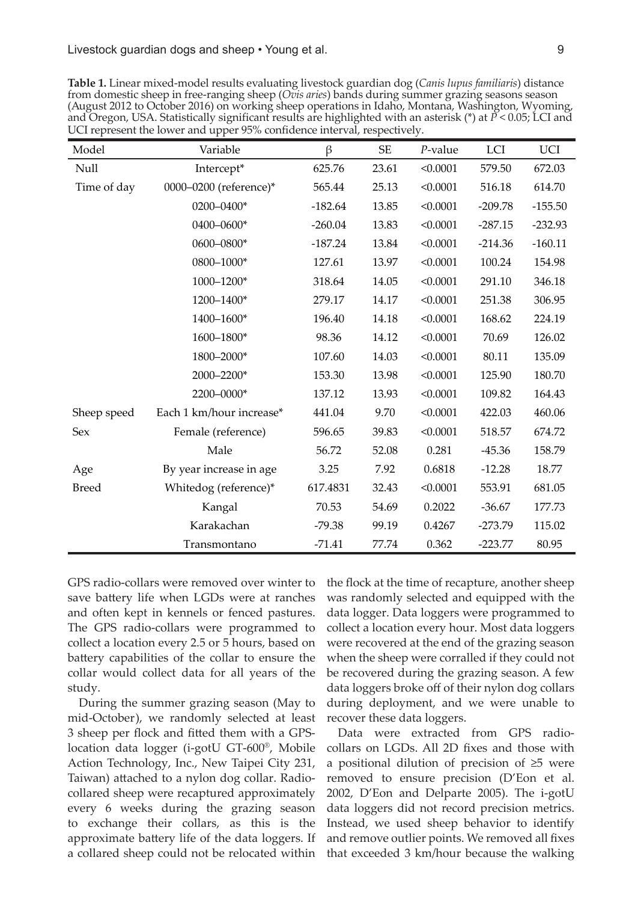**Table 1.** Linear mixed-model results evaluating livestock guardian dog (*Canis lupus familiaris*) distance from domestic sheep in free-ranging sheep (*Ovis aries*) bands during summer grazing seasons season (August 2012 to October 2016) on working sheep operations in Idaho, Montana, Washington, Wyoming, and Oregon, USA. Statistically significant results are highlighted with an asterisk (*) at $P < 0.05$; LCI and UCI represent the lower and upper 95% confidence interval, respectively.

| Model | Variable | β | SE | *P*-value | LCI | UCI |
|---|---|---|---|---|---|---|
| Null | Intercept* | 625.76 | 23.61 | <0.0001 | 579.50 | 672.03 |
| Time of day | 0000–0200 (reference)* | 565.44 | 25.13 | <0.0001 | 516.18 | 614.70 |
| | 0200–0400* | -182.64 | 13.85 | <0.0001 | -209.78 | -155.50 |
| | 0400–0600* | -260.04 | 13.83 | <0.0001 | -287.15 | -232.93 |
| | 0600–0800* | -187.24 | 13.84 | <0.0001 | -214.36 | -160.11 |
| | 0800–1000* | 127.61 | 13.97 | <0.0001 | 100.24 | 154.98 |
| | 1000–1200* | 318.64 | 14.05 | <0.0001 | 291.10 | 346.18 |
| | 1200–1400* | 279.17 | 14.17 | <0.0001 | 251.38 | 306.95 |
| | 1400–1600* | 196.40 | 14.18 | <0.0001 | 168.62 | 224.19 |
| | 1600–1800* | 98.36 | 14.12 | <0.0001 | 70.69 | 126.02 |
| | 1800–2000* | 107.60 | 14.03 | <0.0001 | 80.11 | 135.09 |
| | 2000–2200* | 153.30 | 13.98 | <0.0001 | 125.90 | 180.70 |
| | 2200–0000* | 137.12 | 13.93 | <0.0001 | 109.82 | 164.43 |
| Sheep speed | Each 1 km/hour increase* | 441.04 | 9.70 | <0.0001 | 422.03 | 460.06 |
| Sex | Female (reference) | 596.65 | 39.83 | <0.0001 | 518.57 | 674.72 |
| | Male | 56.72 | 52.08 | 0.281 | -45.36 | 158.79 |
| Age | By year increase in age | 3.25 | 7.92 | 0.6818 | -12.28 | 18.77 |
| Breed | Whitedog (reference)* | 617.4831 | 32.43 | <0.0001 | 553.91 | 681.05 |
| | Kangal | 70.53 | 54.69 | 0.2022 | -36.67 | 177.73 |
| | Karakachan | -79.38 | 99.19 | 0.4267 | -273.79 | 115.02 |
| | Transmontano | -71.41 | 77.74 | 0.362 | -223.77 | 80.95 |

GPS radio-collars were removed over winter to save battery life when LGDs were at ranches and often kept in kennels or fenced pastures. The GPS radio-collars were programmed to collect a location every 2.5 or 5 hours, based on battery capabilities of the collar to ensure the collar would collect data for all years of the study.

During the summer grazing season (May to mid-October), we randomly selected at least 3 sheep per flock and fitted them with a GPS-location data logger (i-gotU GT-600®, Mobile Action Technology, Inc., New Taipei City 231, Taiwan) attached to a nylon dog collar. Radio-collared sheep were recaptured approximately every 6 weeks during the grazing season to exchange their collars, as this is the approximate battery life of the data loggers. If a collared sheep could not be relocated within the flock at the time of recapture, another sheep was randomly selected and equipped with the data logger. Data loggers were programmed to collect a location every hour. Most data loggers were recovered at the end of the grazing season when the sheep were corralled if they could not be recovered during the grazing season. A few data loggers broke off of their nylon dog collars during deployment, and we were unable to recover these data loggers.

Data were extracted from GPS radio-collars on LGDs. All 2D fixes and those with a positional dilution of precision of ≥5 were removed to ensure precision (D'Eon et al. 2002, D'Eon and Delparte 2005). The i-gotU data loggers did not record precision metrics. Instead, we used sheep behavior to identify and remove outlier points. We removed all fixes that exceeded 3 km/hour because the walking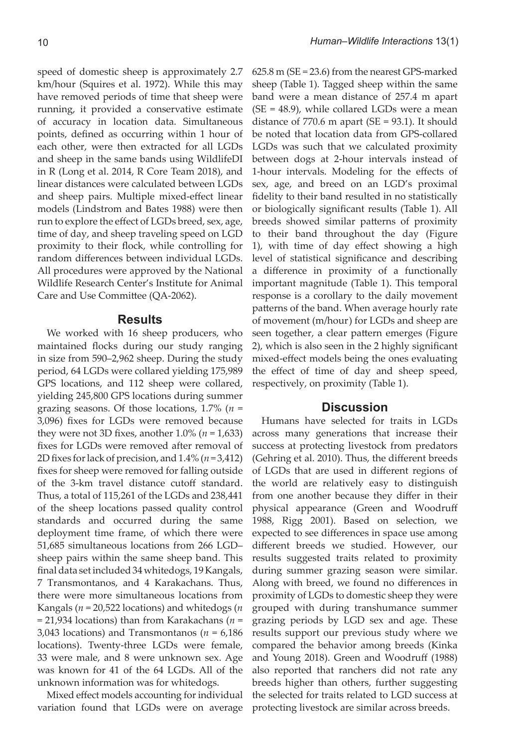speed of domestic sheep is approximately 2.7 km/hour (Squires et al. 1972). While this may have removed periods of time that sheep were running, it provided a conservative estimate of accuracy in location data. Simultaneous points, defined as occurring within 1 hour of each other, were then extracted for all LGDs and sheep in the same bands using WildlifeDI in R (Long et al. 2014, R Core Team 2018), and linear distances were calculated between LGDs and sheep pairs. Multiple mixed-effect linear models (Lindstrom and Bates 1988) were then run to explore the effect of LGDs breed, sex, age, time of day, and sheep traveling speed on LGD proximity to their flock, while controlling for random differences between individual LGDs. All procedures were approved by the National Wildlife Research Center's Institute for Animal Care and Use Committee (QA-2062).

## Results

We worked with 16 sheep producers, who maintained flocks during our study ranging in size from 590–2,962 sheep. During the study period, 64 LGDs were collared yielding 175,989 GPS locations, and 112 sheep were collared, yielding 245,800 GPS locations during summer grazing seasons. Of those locations, 1.7% ($n$ = 3,096) fixes for LGDs were removed because they were not 3D fixes, another 1.0% ($n$ = 1,633) fixes for LGDs were removed after removal of 2D fixes for lack of precision, and 1.4% ($n$ = 3,412) fixes for sheep were removed for falling outside of the 3-km travel distance cutoff standard. Thus, a total of 115,261 of the LGDs and 238,441 of the sheep locations passed quality control standards and occurred during the same deployment time frame, of which there were 51,685 simultaneous locations from 266 LGD–sheep pairs within the same sheep band. This final data set included 34 whitedogs, 19 Kangals, 7 Transmontanos, and 4 Karakachans. Thus, there were more simultaneous locations from Kangals ($n$ = 20,522 locations) and whitedogs ($n$ = 21,934 locations) than from Karakachans ($n$ = 3,043 locations) and Transmontanos ($n$ = 6,186 locations). Twenty-three LGDs were female, 33 were male, and 8 were unknown sex. Age was known for 41 of the 64 LGDs. All of the unknown information was for whitedogs.

Mixed effect models accounting for individual variation found that LGDs were on average 625.8 m (SE = 23.6) from the nearest GPS-marked sheep (Table 1). Tagged sheep within the same band were a mean distance of 257.4 m apart (SE = 48.9), while collared LGDs were a mean distance of 770.6 m apart (SE = 93.1). It should be noted that location data from GPS-collared LGDs was such that we calculated proximity between dogs at 2-hour intervals instead of 1-hour intervals. Modeling for the effects of sex, age, and breed on an LGD's proximal fidelity to their band resulted in no statistically or biologically significant results (Table 1). All breeds showed similar patterns of proximity to their band throughout the day (Figure 1), with time of day effect showing a high level of statistical significance and describing a difference in proximity of a functionally important magnitude (Table 1). This temporal response is a corollary to the daily movement patterns of the band. When average hourly rate of movement (m/hour) for LGDs and sheep are seen together, a clear pattern emerges (Figure 2), which is also seen in the 2 highly significant mixed-effect models being the ones evaluating the effect of time of day and sheep speed, respectively, on proximity (Table 1).

## Discussion

Humans have selected for traits in LGDs across many generations that increase their success at protecting livestock from predators (Gehring et al. 2010). Thus, the different breeds of LGDs that are used in different regions of the world are relatively easy to distinguish from one another because they differ in their physical appearance (Green and Woodruff 1988, Rigg 2001). Based on selection, we expected to see differences in space use among different breeds we studied. However, our results suggested traits related to proximity during summer grazing season were similar. Along with breed, we found no differences in proximity of LGDs to domestic sheep they were grouped with during transhumance summer grazing periods by LGD sex and age. These results support our previous study where we compared the behavior among breeds (Kinka and Young 2018). Green and Woodruff (1988) also reported that ranchers did not rate any breeds higher than others, further suggesting the selected for traits related to LGD success at protecting livestock are similar across breeds.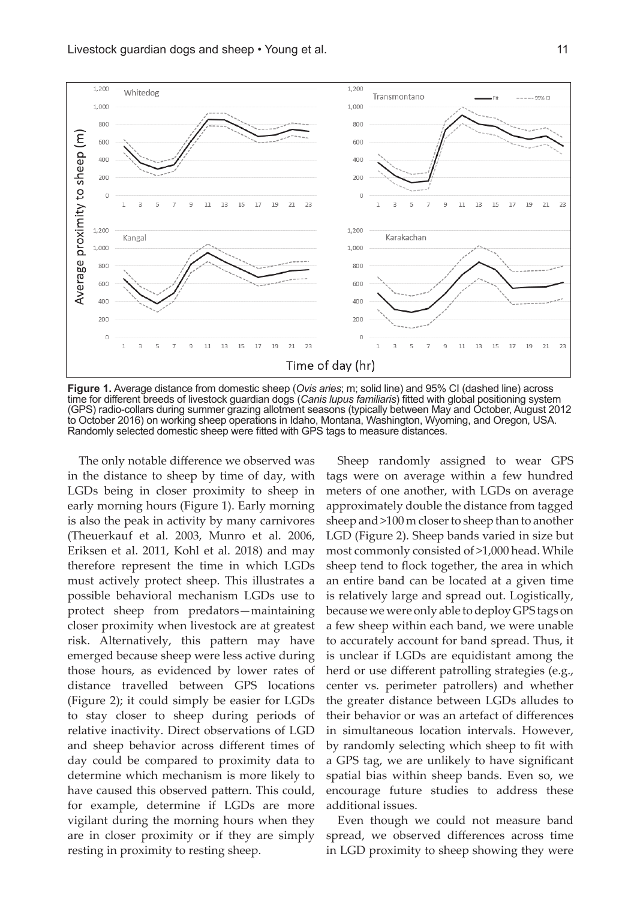**Figure 1.** Average distance from domestic sheep (*Ovis aries*; m; solid line) and 95% CI (dashed line) across time for different breeds of livestock guardian dogs (*Canis lupus familiaris*) fitted with global positioning system (GPS) radio-collars during summer grazing allotment seasons (typically between May and October, August 2012 to October 2016) on working sheep operations in Idaho, Montana, Washington, Wyoming, and Oregon, USA. Randomly selected domestic sheep were fitted with GPS tags to measure distances.

The only notable difference we observed was in the distance to sheep by time of day, with LGDs being in closer proximity to sheep in early morning hours (Figure 1). Early morning is also the peak in activity by many carnivores (Theuerkauf et al. 2003, Munro et al. 2006, Eriksen et al. 2011, Kohl et al. 2018) and may therefore represent the time in which LGDs must actively protect sheep. This illustrates a possible behavioral mechanism LGDs use to protect sheep from predators—maintaining closer proximity when livestock are at greatest risk. Alternatively, this pattern may have emerged because sheep were less active during those hours, as evidenced by lower rates of distance travelled between GPS locations (Figure 2); it could simply be easier for LGDs to stay closer to sheep during periods of relative inactivity. Direct observations of LGD and sheep behavior across different times of day could be compared to proximity data to determine which mechanism is more likely to have caused this observed pattern. This could, for example, determine if LGDs are more vigilant during the morning hours when they are in closer proximity or if they are simply resting in proximity to resting sheep.

Sheep randomly assigned to wear GPS tags were on average within a few hundred meters of one another, with LGDs on average approximately double the distance from tagged sheep and >100 m closer to sheep than to another LGD (Figure 2). Sheep bands varied in size but most commonly consisted of >1,000 head. While sheep tend to flock together, the area in which an entire band can be located at a given time is relatively large and spread out. Logistically, because we were only able to deploy GPS tags on a few sheep within each band, we were unable to accurately account for band spread. Thus, it is unclear if LGDs are equidistant among the herd or use different patrolling strategies (e.g., center vs. perimeter patrollers) and whether the greater distance between LGDs alludes to their behavior or was an artefact of differences in simultaneous location intervals. However, by randomly selecting which sheep to fit with a GPS tag, we are unlikely to have significant spatial bias within sheep bands. Even so, we encourage future studies to address these additional issues.

Even though we could not measure band spread, we observed differences across time in LGD proximity to sheep showing they were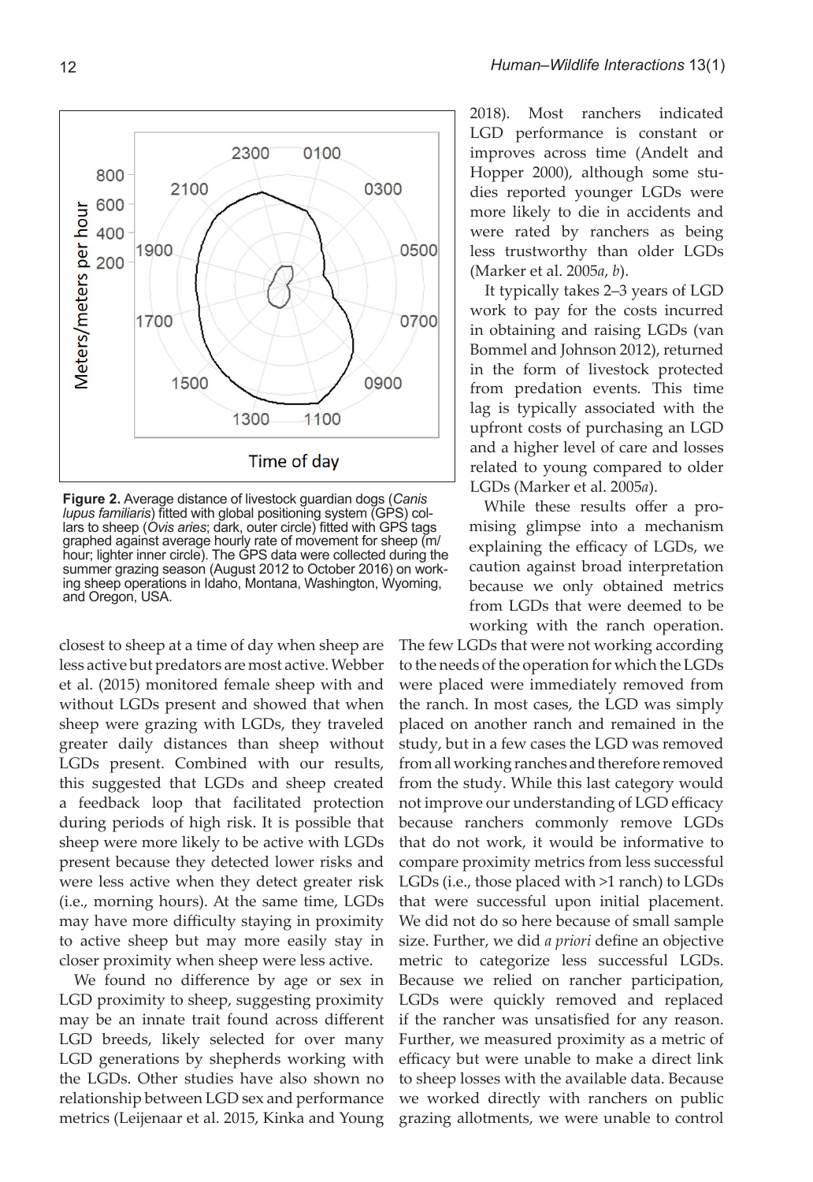Figure 2. Average distance of livestock guardian dogs (*Canis lupus familiaris*) fitted with global positioning system (GPS) collars to sheep (*Ovis aries*; dark, outer circle) fitted with GPS tags graphed against average hourly rate of movement for sheep (m/hour; lighter inner circle). The GPS data were collected during the summer grazing season (August 2012 to October 2016) on working sheep operations in Idaho, Montana, Washington, Wyoming, and Oregon, USA.

closest to sheep at a time of day when sheep are less active but predators are most active. Webber et al. (2015) monitored female sheep with and without LGDs present and showed that when sheep were grazing with LGDs, they traveled greater daily distances than sheep without LGDs present. Combined with our results, this suggested that LGDs and sheep created a feedback loop that facilitated protection during periods of high risk. It is possible that sheep were more likely to be active with LGDs present because they detected lower risks and were less active when they detect greater risk (i.e., morning hours). At the same time, LGDs may have more difficulty staying in proximity to active sheep but may more easily stay in closer proximity when sheep were less active.

We found no difference by age or sex in LGD proximity to sheep, suggesting proximity may be an innate trait found across different LGD breeds, likely selected for over many LGD generations by shepherds working with the LGDs. Other studies have also shown no relationship between LGD sex and performance metrics (Leijenaar et al. 2015, Kinka and Young 2018). Most ranchers indicated LGD performance is constant or improves across time (Andelt and Hopper 2000), although some studies reported younger LGDs were more likely to die in accidents and were rated by ranchers as being less trustworthy than older LGDs (Marker et al. 2005*a*, *b*).

It typically takes 2–3 years of LGD work to pay for the costs incurred in obtaining and raising LGDs (van Bommel and Johnson 2012), returned in the form of livestock protected from predation events. This time lag is typically associated with the upfront costs of purchasing an LGD and a higher level of care and losses related to young compared to older LGDs (Marker et al. 2005*a*).

While these results offer a promising glimpse into a mechanism explaining the efficacy of LGDs, we caution against broad interpretation because we only obtained metrics from LGDs that were deemed to be working with the ranch operation. The few LGDs that were not working according to the needs of the operation for which the LGDs were placed were immediately removed from the ranch. In most cases, the LGD was simply placed on another ranch and remained in the study, but in a few cases the LGD was removed from all working ranches and therefore removed from the study. While this last category would not improve our understanding of LGD efficacy because ranchers commonly remove LGDs that do not work, it would be informative to compare proximity metrics from less successful LGDs (i.e., those placed with >1 ranch) to LGDs that were successful upon initial placement. We did not do so here because of small sample size. Further, we did *a priori* define an objective metric to categorize less successful LGDs. Because we relied on rancher participation, LGDs were quickly removed and replaced if the rancher was unsatisfied for any reason. Further, we measured proximity as a metric of efficacy but were unable to make a direct link to sheep losses with the available data. Because we worked directly with ranchers on public grazing allotments, we were unable to control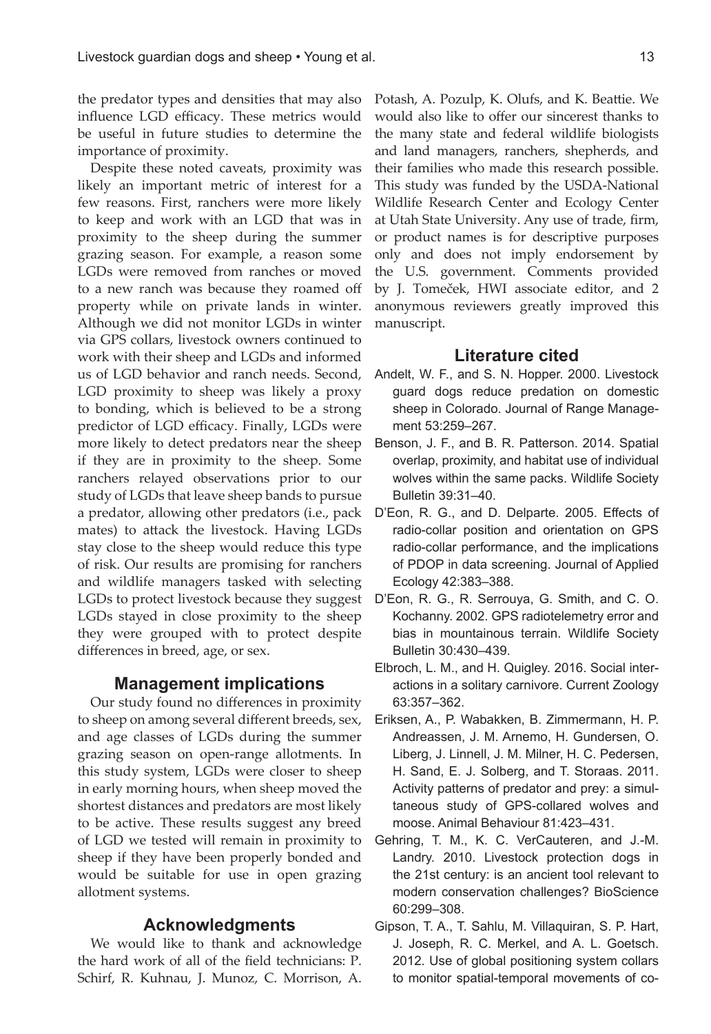the predator types and densities that may also influence LGD efficacy. These metrics would be useful in future studies to determine the importance of proximity.

Despite these noted caveats, proximity was likely an important metric of interest for a few reasons. First, ranchers were more likely to keep and work with an LGD that was in proximity to the sheep during the summer grazing season. For example, a reason some LGDs were removed from ranches or moved to a new ranch was because they roamed off property while on private lands in winter. Although we did not monitor LGDs in winter via GPS collars, livestock owners continued to work with their sheep and LGDs and informed us of LGD behavior and ranch needs. Second, LGD proximity to sheep was likely a proxy to bonding, which is believed to be a strong predictor of LGD efficacy. Finally, LGDs were more likely to detect predators near the sheep if they are in proximity to the sheep. Some ranchers relayed observations prior to our study of LGDs that leave sheep bands to pursue a predator, allowing other predators (i.e., pack mates) to attack the livestock. Having LGDs stay close to the sheep would reduce this type of risk. Our results are promising for ranchers and wildlife managers tasked with selecting LGDs to protect livestock because they suggest LGDs stayed in close proximity to the sheep they were grouped with to protect despite differences in breed, age, or sex.

## Management implications

Our study found no differences in proximity to sheep on among several different breeds, sex, and age classes of LGDs during the summer grazing season on open-range allotments. In this study system, LGDs were closer to sheep in early morning hours, when sheep moved the shortest distances and predators are most likely to be active. These results suggest any breed of LGD we tested will remain in proximity to sheep if they have been properly bonded and would be suitable for use in open grazing allotment systems.

## Acknowledgments

We would like to thank and acknowledge the hard work of all of the field technicians: P. Schirf, R. Kuhnau, J. Munoz, C. Morrison, A. Potash, A. Pozulp, K. Olufs, and K. Beattie. We would also like to offer our sincerest thanks to the many state and federal wildlife biologists and land managers, ranchers, shepherds, and their families who made this research possible. This study was funded by the USDA-National Wildlife Research Center and Ecology Center at Utah State University. Any use of trade, firm, or product names is for descriptive purposes only and does not imply endorsement by the U.S. government. Comments provided by J. Tomeček, HWI associate editor, and 2 anonymous reviewers greatly improved this manuscript.

## Literature cited

Andelt, W. F., and S. N. Hopper. 2000. Livestock guard dogs reduce predation on domestic sheep in Colorado. Journal of Range Management 53:259–267.

Benson, J. F., and B. R. Patterson. 2014. Spatial overlap, proximity, and habitat use of individual wolves within the same packs. Wildlife Society Bulletin 39:31–40.

D'Eon, R. G., and D. Delparte. 2005. Effects of radio-collar position and orientation on GPS radio-collar performance, and the implications of PDOP in data screening. Journal of Applied Ecology 42:383–388.

D'Eon, R. G., R. Serrouya, G. Smith, and C. O. Kochanny. 2002. GPS radiotelemetry error and bias in mountainous terrain. Wildlife Society Bulletin 30:430–439.

Elbroch, L. M., and H. Quigley. 2016. Social interactions in a solitary carnivore. Current Zoology 63:357–362.

Eriksen, A., P. Wabakken, B. Zimmermann, H. P. Andreassen, J. M. Arnemo, H. Gundersen, O. Liberg, J. Linnell, J. M. Milner, H. C. Pedersen, H. Sand, E. J. Solberg, and T. Storaas. 2011. Activity patterns of predator and prey: a simultaneous study of GPS-collared wolves and moose. Animal Behaviour 81:423–431.

Gehring, T. M., K. C. VerCauteren, and J.-M. Landry. 2010. Livestock protection dogs in the 21st century: is an ancient tool relevant to modern conservation challenges? BioScience 60:299–308.

Gipson, T. A., T. Sahlu, M. Villaquiran, S. P. Hart, J. Joseph, R. C. Merkel, and A. L. Goetsch. 2012. Use of global positioning system collars to monitor spatial-temporal movements of co-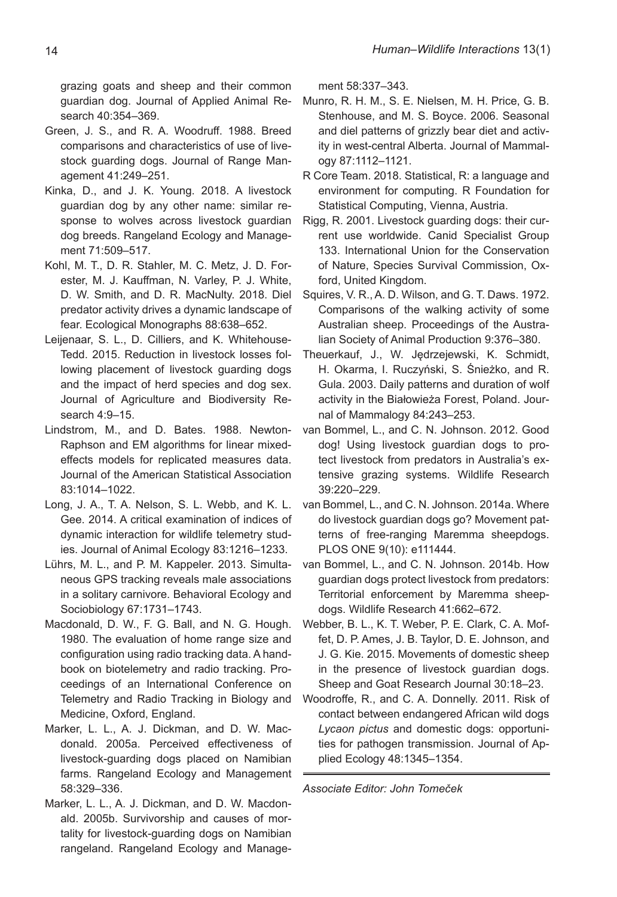grazing goats and sheep and their common guardian dog. Journal of Applied Animal Research 40:354–369.

Green, J. S., and R. A. Woodruff. 1988. Breed comparisons and characteristics of use of livestock guarding dogs. Journal of Range Management 41:249–251.

Kinka, D., and J. K. Young. 2018. A livestock guardian dog by any other name: similar response to wolves across livestock guardian dog breeds. Rangeland Ecology and Management 71:509–517.

Kohl, M. T., D. R. Stahler, M. C. Metz, J. D. Forester, M. J. Kauffman, N. Varley, P. J. White, D. W. Smith, and D. R. MacNulty. 2018. Diel predator activity drives a dynamic landscape of fear. Ecological Monographs 88:638–652.

Leijenaar, S. L., D. Cilliers, and K. Whitehouse-Tedd. 2015. Reduction in livestock losses following placement of livestock guarding dogs and the impact of herd species and dog sex. Journal of Agriculture and Biodiversity Research 4:9–15.

Lindstrom, M., and D. Bates. 1988. Newton-Raphson and EM algorithms for linear mixed-effects models for replicated measures data. Journal of the American Statistical Association 83:1014–1022.

Long, J. A., T. A. Nelson, S. L. Webb, and K. L. Gee. 2014. A critical examination of indices of dynamic interaction for wildlife telemetry studies. Journal of Animal Ecology 83:1216–1233.

Lührs, M. L., and P. M. Kappeler. 2013. Simultaneous GPS tracking reveals male associations in a solitary carnivore. Behavioral Ecology and Sociobiology 67:1731–1743.

Macdonald, D. W., F. G. Ball, and N. G. Hough. 1980. The evaluation of home range size and configuration using radio tracking data. A handbook on biotelemetry and radio tracking. Proceedings of an International Conference on Telemetry and Radio Tracking in Biology and Medicine, Oxford, England.

Marker, L. L., A. J. Dickman, and D. W. Macdonald. 2005a. Perceived effectiveness of livestock-guarding dogs placed on Namibian farms. Rangeland Ecology and Management 58:329–336.

Marker, L. L., A. J. Dickman, and D. W. Macdonald. 2005b. Survivorship and causes of mortality for livestock-guarding dogs on Namibian rangeland. Rangeland Ecology and Management 58:337–343.

Munro, R. H. M., S. E. Nielsen, M. H. Price, G. B. Stenhouse, and M. S. Boyce. 2006. Seasonal and diel patterns of grizzly bear diet and activity in west-central Alberta. Journal of Mammalogy 87:1112–1121.

R Core Team. 2018. Statistical, R: a language and environment for computing. R Foundation for Statistical Computing, Vienna, Austria.

Rigg, R. 2001. Livestock guarding dogs: their current use worldwide. Canid Specialist Group 133. International Union for the Conservation of Nature, Species Survival Commission, Oxford, United Kingdom.

Squires, V. R., A. D. Wilson, and G. T. Daws. 1972. Comparisons of the walking activity of some Australian sheep. Proceedings of the Australian Society of Animal Production 9:376–380.

Theuerkauf, J., W. Jędrzejewski, K. Schmidt, H. Okarma, I. Ruczyński, S. Śnieżko, and R. Gula. 2003. Daily patterns and duration of wolf activity in the Białowieża Forest, Poland. Journal of Mammalogy 84:243–253.

van Bommel, L., and C. N. Johnson. 2012. Good dog! Using livestock guardian dogs to protect livestock from predators in Australia's extensive grazing systems. Wildlife Research 39:220–229.

van Bommel, L., and C. N. Johnson. 2014a. Where do livestock guardian dogs go? Movement patterns of free-ranging Maremma sheepdogs. PLOS ONE 9(10): e111444.

van Bommel, L., and C. N. Johnson. 2014b. How guardian dogs protect livestock from predators: Territorial enforcement by Maremma sheepdogs. Wildlife Research 41:662–672.

Webber, B. L., K. T. Weber, P. E. Clark, C. A. Moffet, D. P. Ames, J. B. Taylor, D. E. Johnson, and J. G. Kie. 2015. Movements of domestic sheep in the presence of livestock guardian dogs. Sheep and Goat Research Journal 30:18–23.

Woodroffe, R., and C. A. Donnelly. 2011. Risk of contact between endangered African wild dogs *Lycaon pictus* and domestic dogs: opportunities for pathogen transmission. Journal of Applied Ecology 48:1345–1354.

---

*Associate Editor: John Tomeček*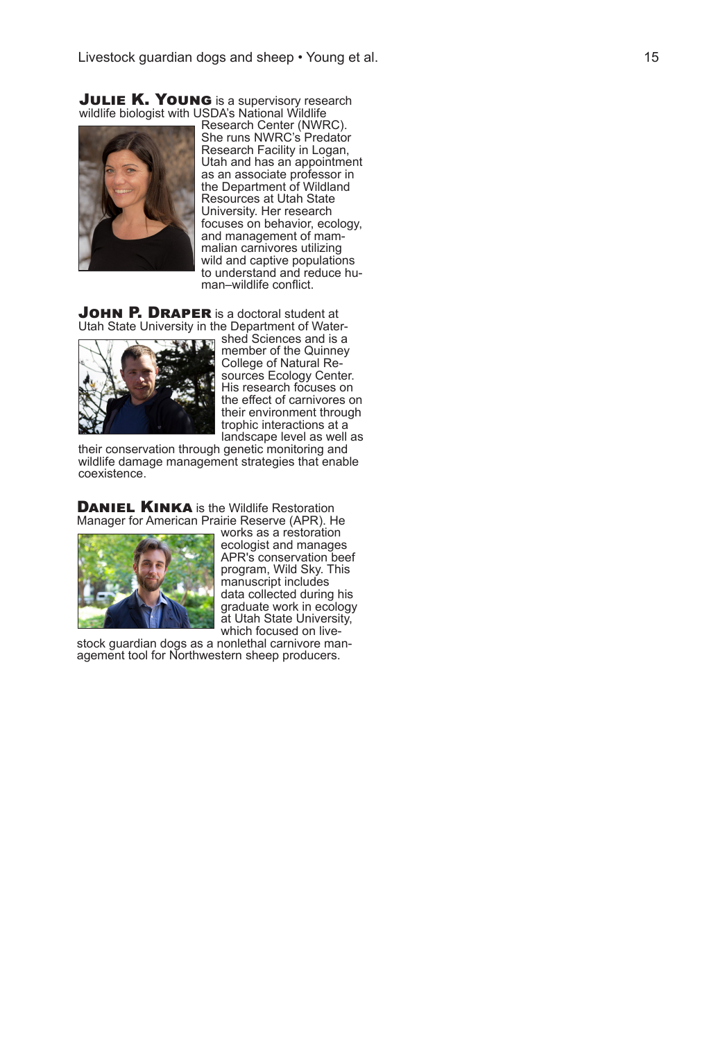**Julie K. Young** is a supervisory research wildlife biologist with USDA's National Wildlife Research Center (NWRC). She runs NWRC's Predator Research Facility in Logan, Utah and has an appointment as an associate professor in the Department of Wildland Resources at Utah State University. Her research focuses on behavior, ecology, and management of mammalian carnivores utilizing wild and captive populations to understand and reduce human–wildlife conflict.

**John P. Draper** is a doctoral student at Utah State University in the Department of Watershed Sciences and is a member of the Quinney College of Natural Resources Ecology Center. His research focuses on the effect of carnivores on their environment through trophic interactions at a landscape level as well as their conservation through genetic monitoring and wildlife damage management strategies that enable coexistence.

**Daniel Kinka** is the Wildlife Restoration Manager for American Prairie Reserve (APR). He works as a restoration ecologist and manages APR's conservation beef program, Wild Sky. This manuscript includes data collected during his graduate work in ecology at Utah State University, which focused on livestock guardian dogs as a nonlethal carnivore management tool for Northwestern sheep producers.